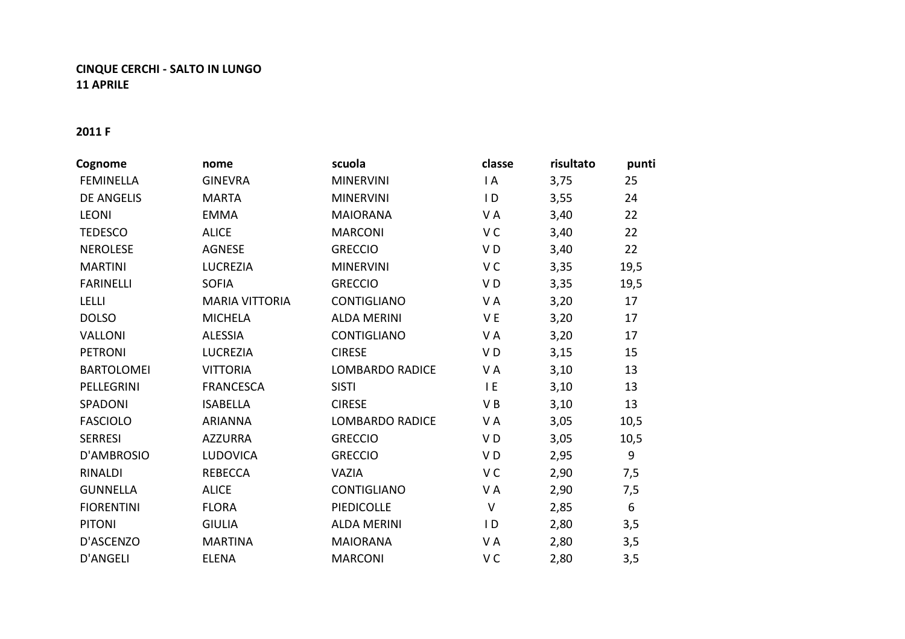**CINQUE CERCHI - SALTO IN LUNGO**
**11 APRILE**

**2011 F**

| Cognome | nome | scuola | classe | risultato | punti |
|---|---|---|---|---|---|
| FEMINELLA | GINEVRA | MINERVINI | I A | 3,75 | 25 |
| DE ANGELIS | MARTA | MINERVINI | I D | 3,55 | 24 |
| LEONI | EMMA | MAIORANA | V A | 3,40 | 22 |
| TEDESCO | ALICE | MARCONI | V C | 3,40 | 22 |
| NEROLESE | AGNESE | GRECCIO | V D | 3,40 | 22 |
| MARTINI | LUCREZIA | MINERVINI | V C | 3,35 | 19,5 |
| FARINELLI | SOFIA | GRECCIO | V D | 3,35 | 19,5 |
| LELLI | MARIA VITTORIA | CONTIGLIANO | V A | 3,20 | 17 |
| DOLSO | MICHELA | ALDA MERINI | V E | 3,20 | 17 |
| VALLONI | ALESSIA | CONTIGLIANO | V A | 3,20 | 17 |
| PETRONI | LUCREZIA | CIRESE | V D | 3,15 | 15 |
| BARTOLOMEI | VITTORIA | LOMBARDO RADICE | V A | 3,10 | 13 |
| PELLEGRINI | FRANCESCA | SISTI | I E | 3,10 | 13 |
| SPADONI | ISABELLA | CIRESE | V B | 3,10 | 13 |
| FASCIOLO | ARIANNA | LOMBARDO RADICE | V A | 3,05 | 10,5 |
| SERRESI | AZZURRA | GRECCIO | V D | 3,05 | 10,5 |
| D'AMBROSIO | LUDOVICA | GRECCIO | V D | 2,95 | 9 |
| RINALDI | REBECCA | VAZIA | V C | 2,90 | 7,5 |
| GUNNELLA | ALICE | CONTIGLIANO | V A | 2,90 | 7,5 |
| FIORENTINI | FLORA | PIEDICOLLE | V | 2,85 | 6 |
| PITONI | GIULIA | ALDA MERINI | I D | 2,80 | 3,5 |
| D'ASCENZO | MARTINA | MAIORANA | V A | 2,80 | 3,5 |
| D'ANGELI | ELENA | MARCONI | V C | 2,80 | 3,5 |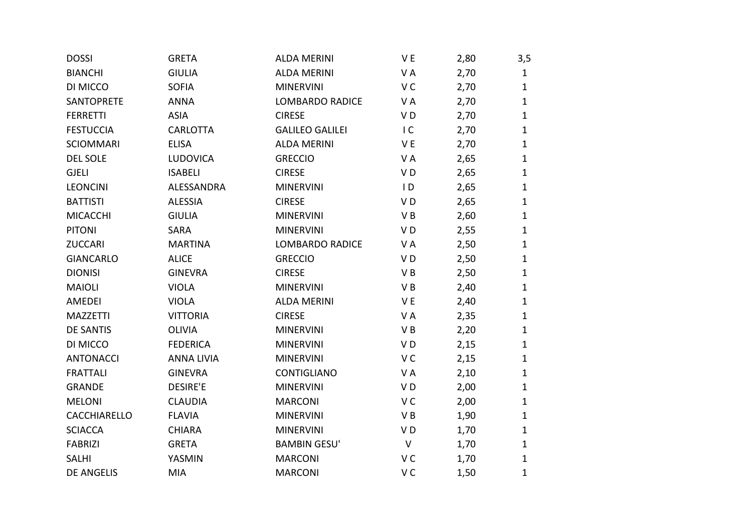| | | | | | |
|---|---|---|---|---|---|
| DOSSI | GRETA | ALDA MERINI | V E | 2,80 | 3,5 |
| BIANCHI | GIULIA | ALDA MERINI | V A | 2,70 | 1 |
| DI MICCO | SOFIA | MINERVINI | V C | 2,70 | 1 |
| SANTOPRETE | ANNA | LOMBARDO RADICE | V A | 2,70 | 1 |
| FERRETTI | ASIA | CIRESE | V D | 2,70 | 1 |
| FESTUCCIA | CARLOTTA | GALILEO GALILEI | I C | 2,70 | 1 |
| SCIOMMARI | ELISA | ALDA MERINI | V E | 2,70 | 1 |
| DEL SOLE | LUDOVICA | GRECCIO | V A | 2,65 | 1 |
| GJELI | ISABELI | CIRESE | V D | 2,65 | 1 |
| LEONCINI | ALESSANDRA | MINERVINI | I D | 2,65 | 1 |
| BATTISTI | ALESSIA | CIRESE | V D | 2,65 | 1 |
| MICACCHI | GIULIA | MINERVINI | V B | 2,60 | 1 |
| PITONI | SARA | MINERVINI | V D | 2,55 | 1 |
| ZUCCARI | MARTINA | LOMBARDO RADICE | V A | 2,50 | 1 |
| GIANCARLO | ALICE | GRECCIO | V D | 2,50 | 1 |
| DIONISI | GINEVRA | CIRESE | V B | 2,50 | 1 |
| MAIOLI | VIOLA | MINERVINI | V B | 2,40 | 1 |
| AMEDEI | VIOLA | ALDA MERINI | V E | 2,40 | 1 |
| MAZZETTI | VITTORIA | CIRESE | V A | 2,35 | 1 |
| DE SANTIS | OLIVIA | MINERVINI | V B | 2,20 | 1 |
| DI MICCO | FEDERICA | MINERVINI | V D | 2,15 | 1 |
| ANTONACCI | ANNA LIVIA | MINERVINI | V C | 2,15 | 1 |
| FRATTALI | GINEVRA | CONTIGLIANO | V A | 2,10 | 1 |
| GRANDE | DESIRE'E | MINERVINI | V D | 2,00 | 1 |
| MELONI | CLAUDIA | MARCONI | V C | 2,00 | 1 |
| CACCHIARELLO | FLAVIA | MINERVINI | V B | 1,90 | 1 |
| SCIACCA | CHIARA | MINERVINI | V D | 1,70 | 1 |
| FABRIZI | GRETA | BAMBIN GESU' | V | 1,70 | 1 |
| SALHI | YASMIN | MARCONI | V C | 1,70 | 1 |
| DE ANGELIS | MIA | MARCONI | V C | 1,50 | 1 |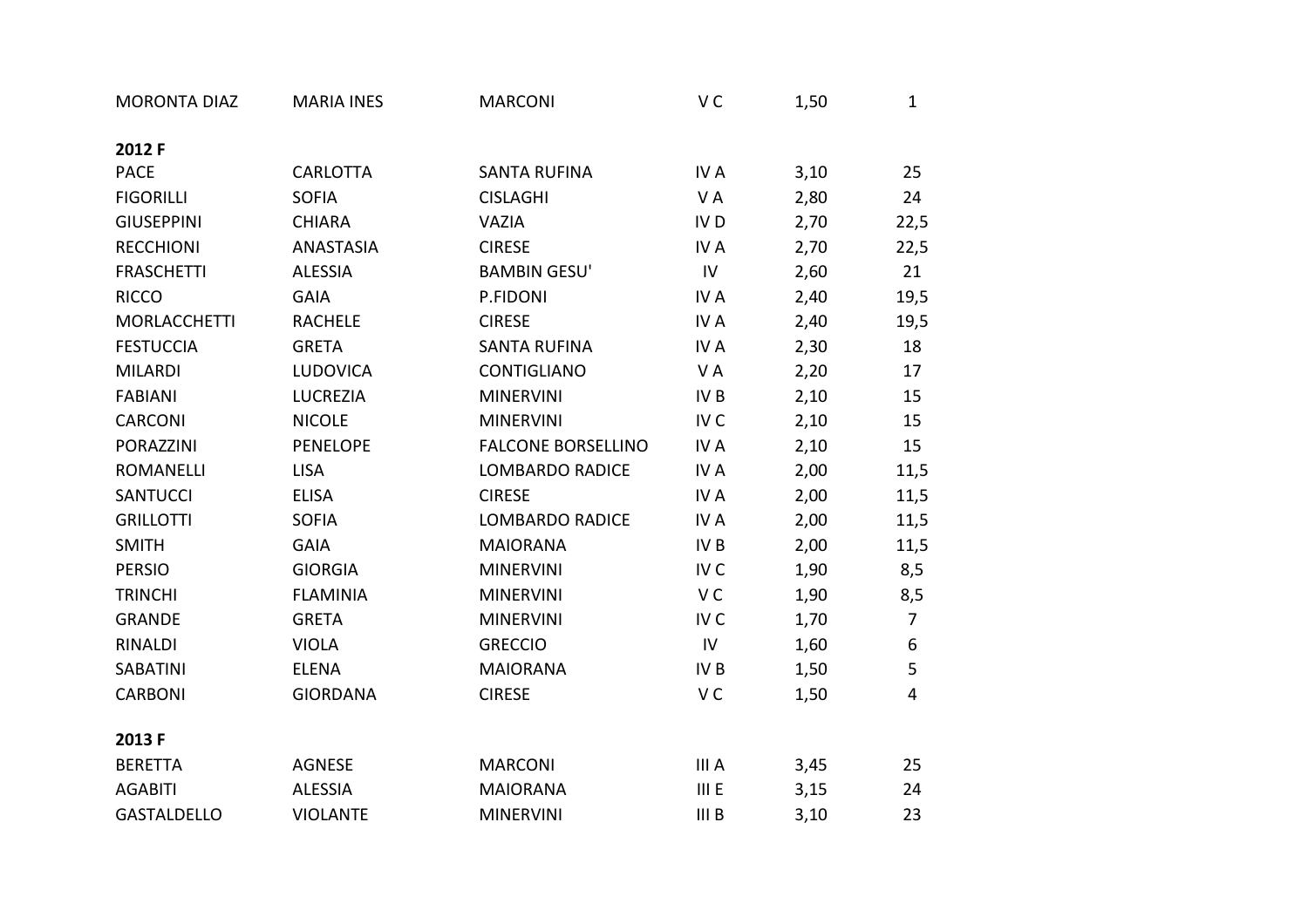| | | | | | |
|---|---|---|---|---|---|
| MORONTA DIAZ | MARIA INES | MARCONI | V C | 1,50 | 1 |

**2012 F**

| | | | | | |
|---|---|---|---|---|---|
| PACE | CARLOTTA | SANTA RUFINA | IV A | 3,10 | 25 |
| FIGORILLI | SOFIA | CISLAGHI | V A | 2,80 | 24 |
| GIUSEPPINI | CHIARA | VAZIA | IV D | 2,70 | 22,5 |
| RECCHIONI | ANASTASIA | CIRESE | IV A | 2,70 | 22,5 |
| FRASCHETTI | ALESSIA | BAMBIN GESU' | IV | 2,60 | 21 |
| RICCO | GAIA | P.FIDONI | IV A | 2,40 | 19,5 |
| MORLACCHETTI | RACHELE | CIRESE | IV A | 2,40 | 19,5 |
| FESTUCCIA | GRETA | SANTA RUFINA | IV A | 2,30 | 18 |
| MILARDI | LUDOVICA | CONTIGLIANO | V A | 2,20 | 17 |
| FABIANI | LUCREZIA | MINERVINI | IV B | 2,10 | 15 |
| CARCONI | NICOLE | MINERVINI | IV C | 2,10 | 15 |
| PORAZZINI | PENELOPE | FALCONE BORSELLINO | IV A | 2,10 | 15 |
| ROMANELLI | LISA | LOMBARDO RADICE | IV A | 2,00 | 11,5 |
| SANTUCCI | ELISA | CIRESE | IV A | 2,00 | 11,5 |
| GRILLOTTI | SOFIA | LOMBARDO RADICE | IV A | 2,00 | 11,5 |
| SMITH | GAIA | MAIORANA | IV B | 2,00 | 11,5 |
| PERSIO | GIORGIA | MINERVINI | IV C | 1,90 | 8,5 |
| TRINCHI | FLAMINIA | MINERVINI | V C | 1,90 | 8,5 |
| GRANDE | GRETA | MINERVINI | IV C | 1,70 | 7 |
| RINALDI | VIOLA | GRECCIO | IV | 1,60 | 6 |
| SABATINI | ELENA | MAIORANA | IV B | 1,50 | 5 |
| CARBONI | GIORDANA | CIRESE | V C | 1,50 | 4 |

**2013 F**

| | | | | | |
|---|---|---|---|---|---|
| BERETTA | AGNESE | MARCONI | III A | 3,45 | 25 |
| AGABITI | ALESSIA | MAIORANA | III E | 3,15 | 24 |
| GASTALDELLO | VIOLANTE | MINERVINI | III B | 3,10 | 23 |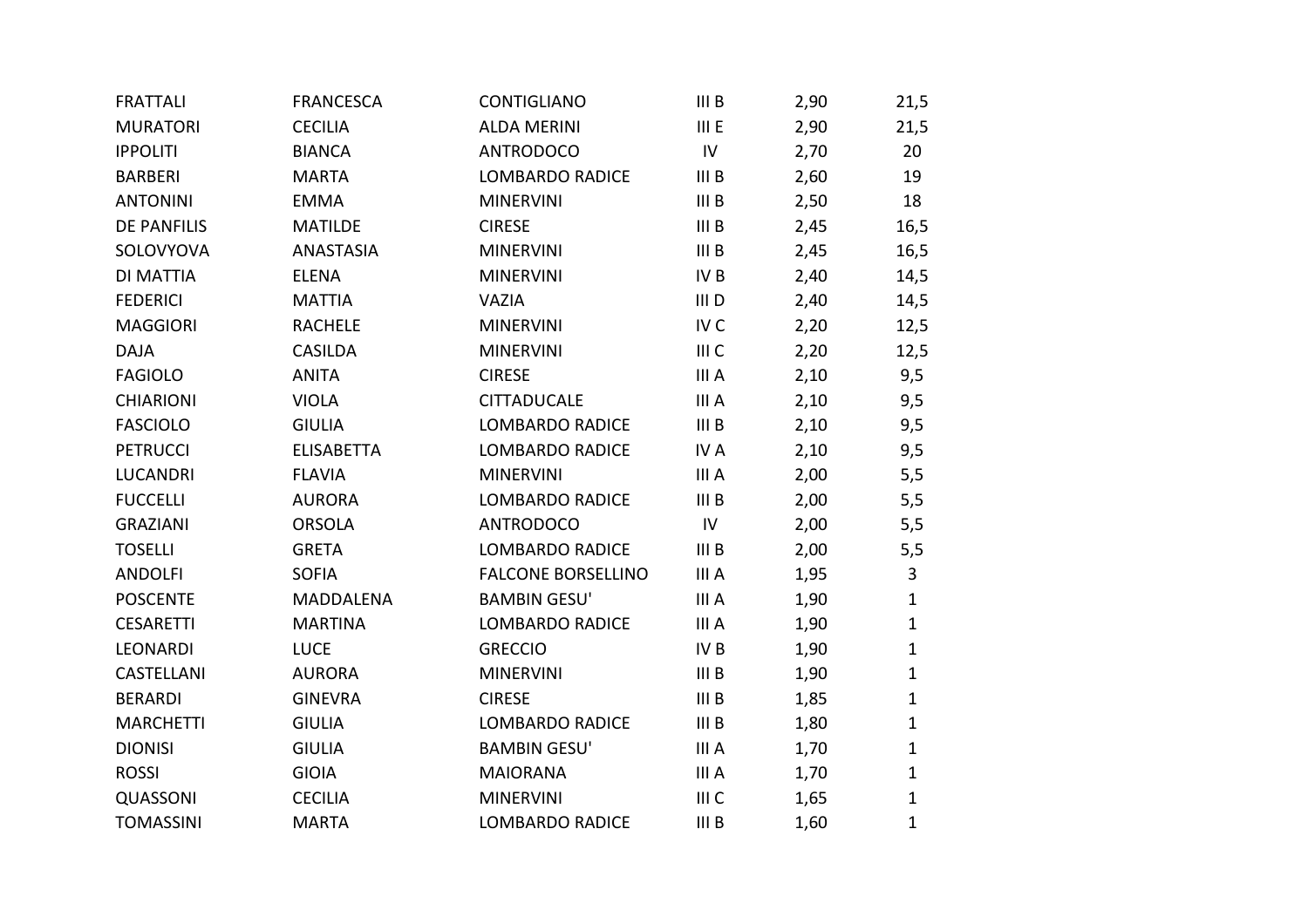| | | | | | |
|---|---|---|---|---|---|
| FRATTALI | FRANCESCA | CONTIGLIANO | III B | 2,90 | 21,5 |
| MURATORI | CECILIA | ALDA MERINI | III E | 2,90 | 21,5 |
| IPPOLITI | BIANCA | ANTRODOCO | IV | 2,70 | 20 |
| BARBERI | MARTA | LOMBARDO RADICE | III B | 2,60 | 19 |
| ANTONINI | EMMA | MINERVINI | III B | 2,50 | 18 |
| DE PANFILIS | MATILDE | CIRESE | III B | 2,45 | 16,5 |
| SOLOVYOVA | ANASTASIA | MINERVINI | III B | 2,45 | 16,5 |
| DI MATTIA | ELENA | MINERVINI | IV B | 2,40 | 14,5 |
| FEDERICI | MATTIA | VAZIA | III D | 2,40 | 14,5 |
| MAGGIORI | RACHELE | MINERVINI | IV C | 2,20 | 12,5 |
| DAJA | CASILDA | MINERVINI | III C | 2,20 | 12,5 |
| FAGIOLO | ANITA | CIRESE | III A | 2,10 | 9,5 |
| CHIARIONI | VIOLA | CITTADUCALE | III A | 2,10 | 9,5 |
| FASCIOLO | GIULIA | LOMBARDO RADICE | III B | 2,10 | 9,5 |
| PETRUCCI | ELISABETTA | LOMBARDO RADICE | IV A | 2,10 | 9,5 |
| LUCANDRI | FLAVIA | MINERVINI | III A | 2,00 | 5,5 |
| FUCCELLI | AURORA | LOMBARDO RADICE | III B | 2,00 | 5,5 |
| GRAZIANI | ORSOLA | ANTRODOCO | IV | 2,00 | 5,5 |
| TOSELLI | GRETA | LOMBARDO RADICE | III B | 2,00 | 5,5 |
| ANDOLFI | SOFIA | FALCONE BORSELLINO | III A | 1,95 | 3 |
| POSCENTE | MADDALENA | BAMBIN GESU' | III A | 1,90 | 1 |
| CESARETTI | MARTINA | LOMBARDO RADICE | III A | 1,90 | 1 |
| LEONARDI | LUCE | GRECCIO | IV B | 1,90 | 1 |
| CASTELLANI | AURORA | MINERVINI | III B | 1,90 | 1 |
| BERARDI | GINEVRA | CIRESE | III B | 1,85 | 1 |
| MARCHETTI | GIULIA | LOMBARDO RADICE | III B | 1,80 | 1 |
| DIONISI | GIULIA | BAMBIN GESU' | III A | 1,70 | 1 |
| ROSSI | GIOIA | MAIORANA | III A | 1,70 | 1 |
| QUASSONI | CECILIA | MINERVINI | III C | 1,65 | 1 |
| TOMASSINI | MARTA | LOMBARDO RADICE | III B | 1,60 | 1 |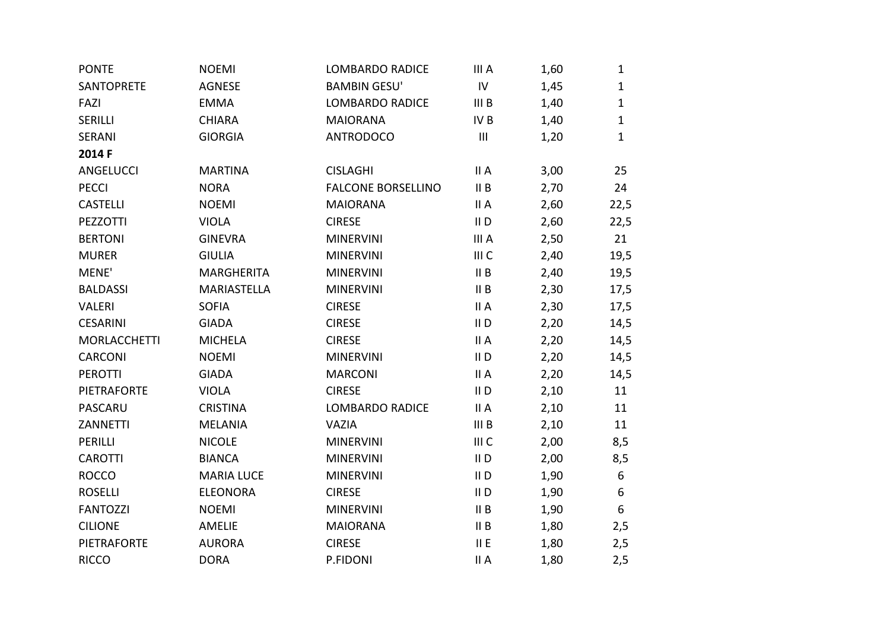| | | | | | |
|---|---|---|---|---|---|
| PONTE | NOEMI | LOMBARDO RADICE | III A | 1,60 | 1 |
| SANTOPRETE | AGNESE | BAMBIN GESU' | IV | 1,45 | 1 |
| FAZI | EMMA | LOMBARDO RADICE | III B | 1,40 | 1 |
| SERILLI | CHIARA | MAIORANA | IV B | 1,40 | 1 |
| SERANI | GIORGIA | ANTRODOCO | III | 1,20 | 1 |
| **2014 F** | | | | | |
| ANGELUCCI | MARTINA | CISLAGHI | II A | 3,00 | 25 |
| PECCI | NORA | FALCONE BORSELLINO | II B | 2,70 | 24 |
| CASTELLI | NOEMI | MAIORANA | II A | 2,60 | 22,5 |
| PEZZOTTI | VIOLA | CIRESE | II D | 2,60 | 22,5 |
| BERTONI | GINEVRA | MINERVINI | III A | 2,50 | 21 |
| MURER | GIULIA | MINERVINI | III C | 2,40 | 19,5 |
| MENE' | MARGHERITA | MINERVINI | II B | 2,40 | 19,5 |
| BALDASSI | MARIASTELLA | MINERVINI | II B | 2,30 | 17,5 |
| VALERI | SOFIA | CIRESE | II A | 2,30 | 17,5 |
| CESARINI | GIADA | CIRESE | II D | 2,20 | 14,5 |
| MORLACCHETTI | MICHELA | CIRESE | II A | 2,20 | 14,5 |
| CARCONI | NOEMI | MINERVINI | II D | 2,20 | 14,5 |
| PEROTTI | GIADA | MARCONI | II A | 2,20 | 14,5 |
| PIETRAFORTE | VIOLA | CIRESE | II D | 2,10 | 11 |
| PASCARU | CRISTINA | LOMBARDO RADICE | II A | 2,10 | 11 |
| ZANNETTI | MELANIA | VAZIA | III B | 2,10 | 11 |
| PERILLI | NICOLE | MINERVINI | III C | 2,00 | 8,5 |
| CAROTTI | BIANCA | MINERVINI | II D | 2,00 | 8,5 |
| ROCCO | MARIA LUCE | MINERVINI | II D | 1,90 | 6 |
| ROSELLI | ELEONORA | CIRESE | II D | 1,90 | 6 |
| FANTOZZI | NOEMI | MINERVINI | II B | 1,90 | 6 |
| CILIONE | AMELIE | MAIORANA | II B | 1,80 | 2,5 |
| PIETRAFORTE | AURORA | CIRESE | II E | 1,80 | 2,5 |
| RICCO | DORA | P.FIDONI | II A | 1,80 | 2,5 |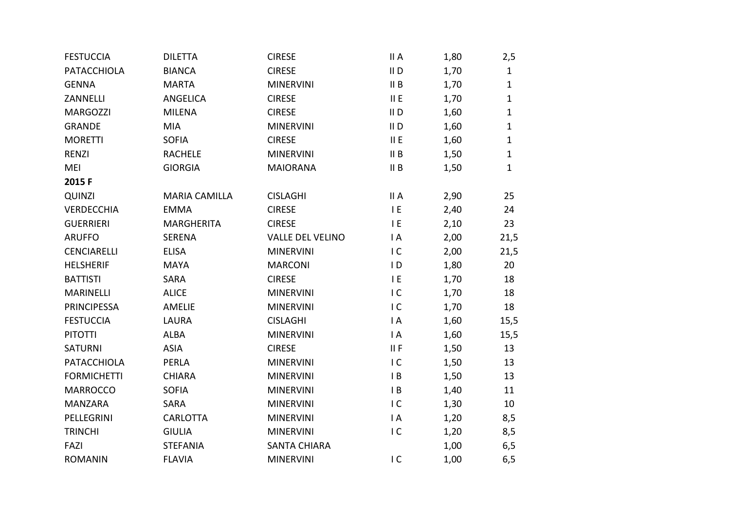| | | | | | |
|---|---|---|---|---|---|
| FESTUCCIA | DILETTA | CIRESE | II A | 1,80 | 2,5 |
| PATACCHIOLA | BIANCA | CIRESE | II D | 1,70 | 1 |
| GENNA | MARTA | MINERVINI | II B | 1,70 | 1 |
| ZANNELLI | ANGELICA | CIRESE | II E | 1,70 | 1 |
| MARGOZZI | MILENA | CIRESE | II D | 1,60 | 1 |
| GRANDE | MIA | MINERVINI | II D | 1,60 | 1 |
| MORETTI | SOFIA | CIRESE | II E | 1,60 | 1 |
| RENZI | RACHELE | MINERVINI | II B | 1,50 | 1 |
| MEI | GIORGIA | MAIORANA | II B | 1,50 | 1 |
| **2015 F** | | | | | |
| QUINZI | MARIA CAMILLA | CISLAGHI | II A | 2,90 | 25 |
| VERDECCHIA | EMMA | CIRESE | I E | 2,40 | 24 |
| GUERRIERI | MARGHERITA | CIRESE | I E | 2,10 | 23 |
| ARUFFO | SERENA | VALLE DEL VELINO | I A | 2,00 | 21,5 |
| CENCIARELLI | ELISA | MINERVINI | I C | 2,00 | 21,5 |
| HELSHERIF | MAYA | MARCONI | I D | 1,80 | 20 |
| BATTISTI | SARA | CIRESE | I E | 1,70 | 18 |
| MARINELLI | ALICE | MINERVINI | I C | 1,70 | 18 |
| PRINCIPESSA | AMELIE | MINERVINI | I C | 1,70 | 18 |
| FESTUCCIA | LAURA | CISLAGHI | I A | 1,60 | 15,5 |
| PITOTTI | ALBA | MINERVINI | I A | 1,60 | 15,5 |
| SATURNI | ASIA | CIRESE | II F | 1,50 | 13 |
| PATACCHIOLA | PERLA | MINERVINI | I C | 1,50 | 13 |
| FORMICHETTI | CHIARA | MINERVINI | I B | 1,50 | 13 |
| MARROCCO | SOFIA | MINERVINI | I B | 1,40 | 11 |
| MANZARA | SARA | MINERVINI | I C | 1,30 | 10 |
| PELLEGRINI | CARLOTTA | MINERVINI | I A | 1,20 | 8,5 |
| TRINCHI | GIULIA | MINERVINI | I C | 1,20 | 8,5 |
| FAZI | STEFANIA | SANTA CHIARA | | 1,00 | 6,5 |
| ROMANIN | FLAVIA | MINERVINI | I C | 1,00 | 6,5 |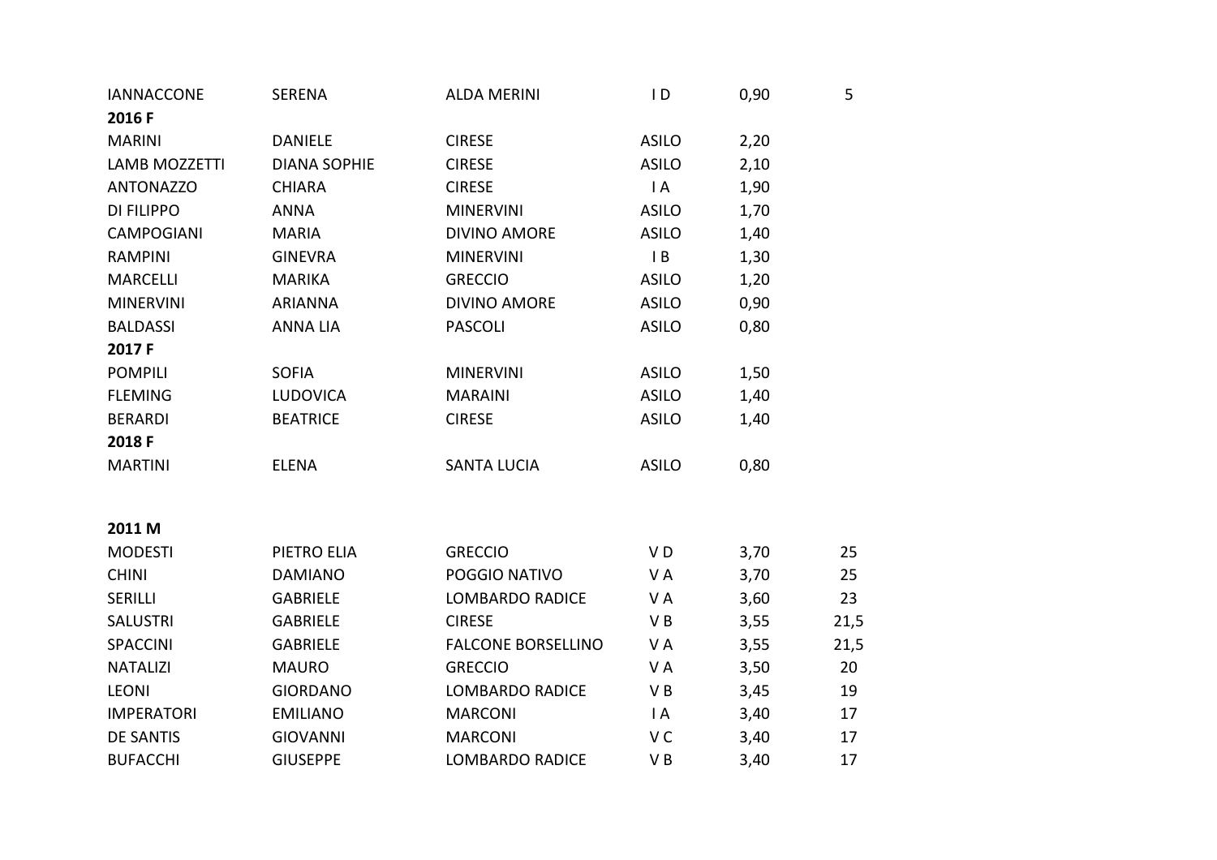| | | | | | |
|---|---|---|---|---|---|
| IANNACCONE | SERENA | ALDA MERINI | I D | 0,90 | 5 |
| **2016 F** | | | | | |
| MARINI | DANIELE | CIRESE | ASILO | 2,20 | |
| LAMB MOZZETTI | DIANA SOPHIE | CIRESE | ASILO | 2,10 | |
| ANTONAZZO | CHIARA | CIRESE | I A | 1,90 | |
| DI FILIPPO | ANNA | MINERVINI | ASILO | 1,70 | |
| CAMPOGIANI | MARIA | DIVINO AMORE | ASILO | 1,40 | |
| RAMPINI | GINEVRA | MINERVINI | I B | 1,30 | |
| MARCELLI | MARIKA | GRECCIO | ASILO | 1,20 | |
| MINERVINI | ARIANNA | DIVINO AMORE | ASILO | 0,90 | |
| BALDASSI | ANNA LIA | PASCOLI | ASILO | 0,80 | |
| **2017 F** | | | | | |
| POMPILI | SOFIA | MINERVINI | ASILO | 1,50 | |
| FLEMING | LUDOVICA | MARAINI | ASILO | 1,40 | |
| BERARDI | BEATRICE | CIRESE | ASILO | 1,40 | |
| **2018 F** | | | | | |
| MARTINI | ELENA | SANTA LUCIA | ASILO | 0,80 | |

| | | | | | |
|---|---|---|---|---|---|
| **2011 M** | | | | | |
| MODESTI | PIETRO ELIA | GRECCIO | V D | 3,70 | 25 |
| CHINI | DAMIANO | POGGIO NATIVO | V A | 3,70 | 25 |
| SERILLI | GABRIELE | LOMBARDO RADICE | V A | 3,60 | 23 |
| SALUSTRI | GABRIELE | CIRESE | V B | 3,55 | 21,5 |
| SPACCINI | GABRIELE | FALCONE BORSELLINO | V A | 3,55 | 21,5 |
| NATALIZI | MAURO | GRECCIO | V A | 3,50 | 20 |
| LEONI | GIORDANO | LOMBARDO RADICE | V B | 3,45 | 19 |
| IMPERATORI | EMILIANO | MARCONI | I A | 3,40 | 17 |
| DE SANTIS | GIOVANNI | MARCONI | V C | 3,40 | 17 |
| BUFACCHI | GIUSEPPE | LOMBARDO RADICE | V B | 3,40 | 17 |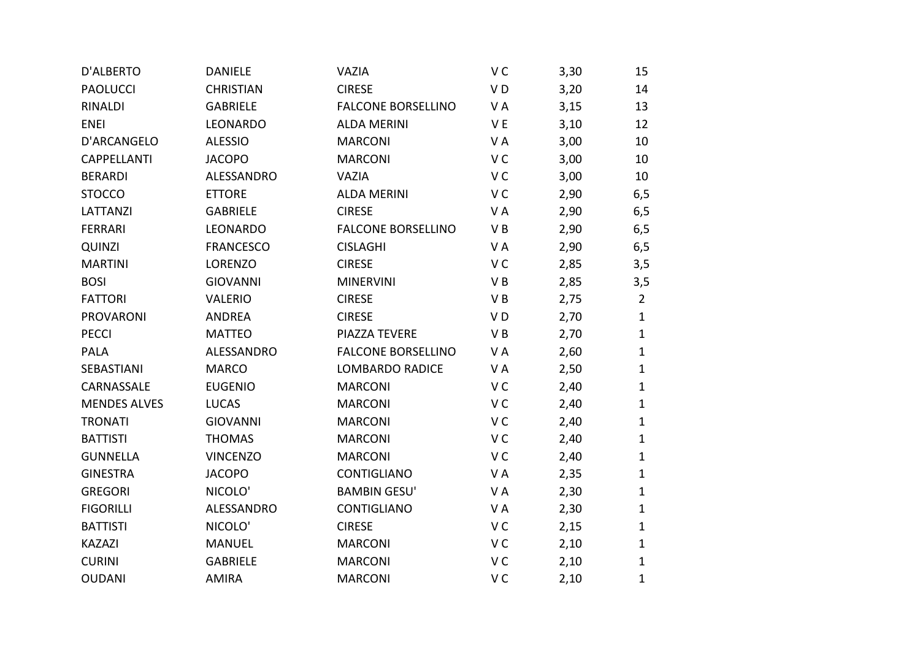| | | | | | |
|---|---|---|---|---|---|
| D'ALBERTO | DANIELE | VAZIA | V C | 3,30 | 15 |
| PAOLUCCI | CHRISTIAN | CIRESE | V D | 3,20 | 14 |
| RINALDI | GABRIELE | FALCONE BORSELLINO | V A | 3,15 | 13 |
| ENEI | LEONARDO | ALDA MERINI | V E | 3,10 | 12 |
| D'ARCANGELO | ALESSIO | MARCONI | V A | 3,00 | 10 |
| CAPPELLANTI | JACOPO | MARCONI | V C | 3,00 | 10 |
| BERARDI | ALESSANDRO | VAZIA | V C | 3,00 | 10 |
| STOCCO | ETTORE | ALDA MERINI | V C | 2,90 | 6,5 |
| LATTANZI | GABRIELE | CIRESE | V A | 2,90 | 6,5 |
| FERRARI | LEONARDO | FALCONE BORSELLINO | V B | 2,90 | 6,5 |
| QUINZI | FRANCESCO | CISLAGHI | V A | 2,90 | 6,5 |
| MARTINI | LORENZO | CIRESE | V C | 2,85 | 3,5 |
| BOSI | GIOVANNI | MINERVINI | V B | 2,85 | 3,5 |
| FATTORI | VALERIO | CIRESE | V B | 2,75 | 2 |
| PROVARONI | ANDREA | CIRESE | V D | 2,70 | 1 |
| PECCI | MATTEO | PIAZZA TEVERE | V B | 2,70 | 1 |
| PALA | ALESSANDRO | FALCONE BORSELLINO | V A | 2,60 | 1 |
| SEBASTIANI | MARCO | LOMBARDO RADICE | V A | 2,50 | 1 |
| CARNASSALE | EUGENIO | MARCONI | V C | 2,40 | 1 |
| MENDES ALVES | LUCAS | MARCONI | V C | 2,40 | 1 |
| TRONATI | GIOVANNI | MARCONI | V C | 2,40 | 1 |
| BATTISTI | THOMAS | MARCONI | V C | 2,40 | 1 |
| GUNNELLA | VINCENZO | MARCONI | V C | 2,40 | 1 |
| GINESTRA | JACOPO | CONTIGLIANO | V A | 2,35 | 1 |
| GREGORI | NICOLO' | BAMBIN GESU' | V A | 2,30 | 1 |
| FIGORILLI | ALESSANDRO | CONTIGLIANO | V A | 2,30 | 1 |
| BATTISTI | NICOLO' | CIRESE | V C | 2,15 | 1 |
| KAZAZI | MANUEL | MARCONI | V C | 2,10 | 1 |
| CURINI | GABRIELE | MARCONI | V C | 2,10 | 1 |
| OUDANI | AMIRA | MARCONI | V C | 2,10 | 1 |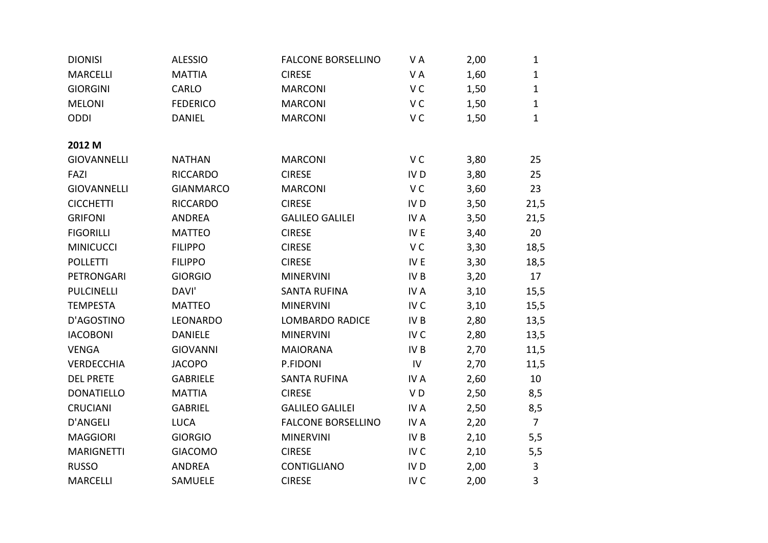| | | | | | |
|---|---|---|---|---|---|
| DIONISI | ALESSIO | FALCONE BORSELLINO | V A | 2,00 | 1 |
| MARCELLI | MATTIA | CIRESE | V A | 1,60 | 1 |
| GIORGINI | CARLO | MARCONI | V C | 1,50 | 1 |
| MELONI | FEDERICO | MARCONI | V C | 1,50 | 1 |
| ODDI | DANIEL | MARCONI | V C | 1,50 | 1 |

**2012 M**

| | | | | | |
|---|---|---|---|---|---|
| GIOVANNELLI | NATHAN | MARCONI | V C | 3,80 | 25 |
| FAZI | RICCARDO | CIRESE | IV D | 3,80 | 25 |
| GIOVANNELLI | GIANMARCO | MARCONI | V C | 3,60 | 23 |
| CICCHETTI | RICCARDO | CIRESE | IV D | 3,50 | 21,5 |
| GRIFONI | ANDREA | GALILEO GALILEI | IV A | 3,50 | 21,5 |
| FIGORILLI | MATTEO | CIRESE | IV E | 3,40 | 20 |
| MINICUCCI | FILIPPO | CIRESE | V C | 3,30 | 18,5 |
| POLLETTI | FILIPPO | CIRESE | IV E | 3,30 | 18,5 |
| PETRONGARI | GIORGIO | MINERVINI | IV B | 3,20 | 17 |
| PULCINELLI | DAVI' | SANTA RUFINA | IV A | 3,10 | 15,5 |
| TEMPESTA | MATTEO | MINERVINI | IV C | 3,10 | 15,5 |
| D'AGOSTINO | LEONARDO | LOMBARDO RADICE | IV B | 2,80 | 13,5 |
| IACOBONI | DANIELE | MINERVINI | IV C | 2,80 | 13,5 |
| VENGA | GIOVANNI | MAIORANA | IV B | 2,70 | 11,5 |
| VERDECCHIA | JACOPO | P.FIDONI | IV | 2,70 | 11,5 |
| DEL PRETE | GABRIELE | SANTA RUFINA | IV A | 2,60 | 10 |
| DONATIELLO | MATTIA | CIRESE | V D | 2,50 | 8,5 |
| CRUCIANI | GABRIEL | GALILEO GALILEI | IV A | 2,50 | 8,5 |
| D'ANGELI | LUCA | FALCONE BORSELLINO | IV A | 2,20 | 7 |
| MAGGIORI | GIORGIO | MINERVINI | IV B | 2,10 | 5,5 |
| MARIGNETTI | GIACOMO | CIRESE | IV C | 2,10 | 5,5 |
| RUSSO | ANDREA | CONTIGLIANO | IV D | 2,00 | 3 |
| MARCELLI | SAMUELE | CIRESE | IV C | 2,00 | 3 |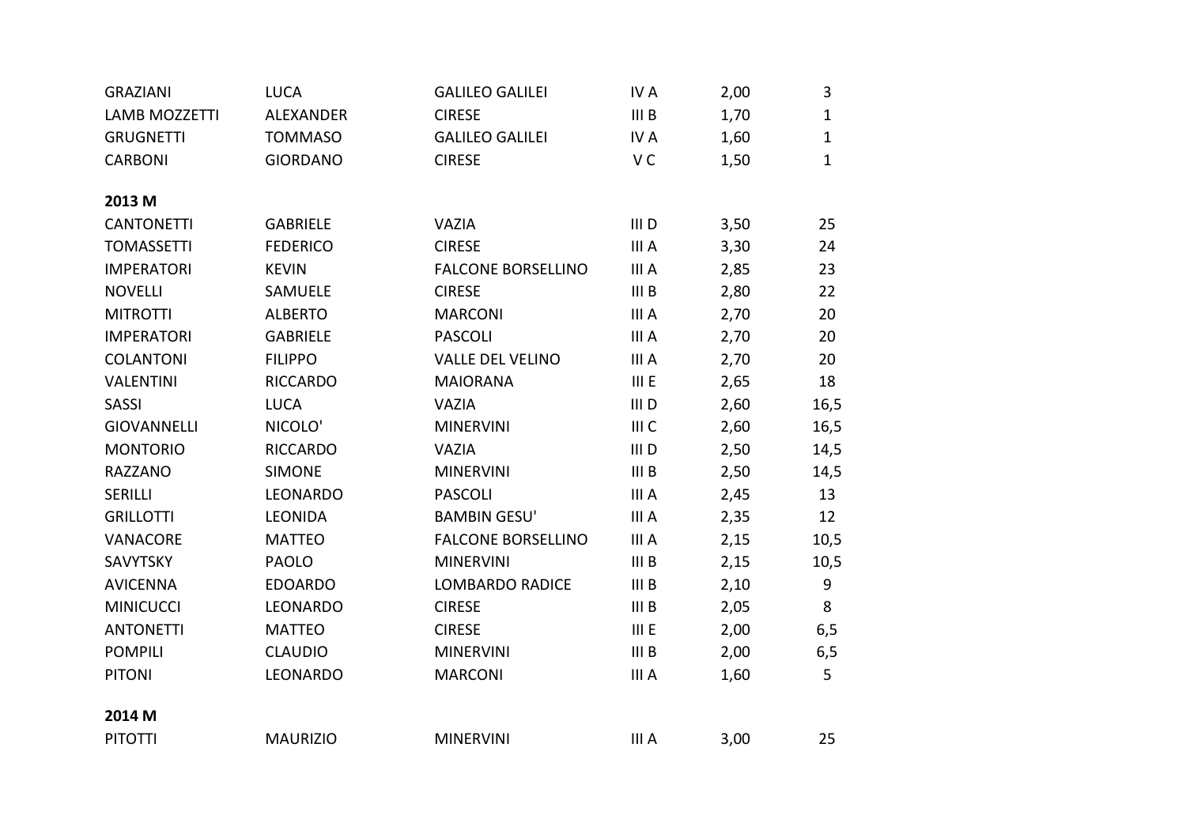| | | | | | |
|---|---|---|---|---|---|
| GRAZIANI | LUCA | GALILEO GALILEI | IV A | 2,00 | 3 |
| LAMB MOZZETTI | ALEXANDER | CIRESE | III B | 1,70 | 1 |
| GRUGNETTI | TOMMASO | GALILEO GALILEI | IV A | 1,60 | 1 |
| CARBONI | GIORDANO | CIRESE | V C | 1,50 | 1 |

**2013 M**

| | | | | | |
|---|---|---|---|---|---|
| CANTONETTI | GABRIELE | VAZIA | III D | 3,50 | 25 |
| TOMASSETTI | FEDERICO | CIRESE | III A | 3,30 | 24 |
| IMPERATORI | KEVIN | FALCONE BORSELLINO | III A | 2,85 | 23 |
| NOVELLI | SAMUELE | CIRESE | III B | 2,80 | 22 |
| MITROTTI | ALBERTO | MARCONI | III A | 2,70 | 20 |
| IMPERATORI | GABRIELE | PASCOLI | III A | 2,70 | 20 |
| COLANTONI | FILIPPO | VALLE DEL VELINO | III A | 2,70 | 20 |
| VALENTINI | RICCARDO | MAIORANA | III E | 2,65 | 18 |
| SASSI | LUCA | VAZIA | III D | 2,60 | 16,5 |
| GIOVANNELLI | NICOLO' | MINERVINI | III C | 2,60 | 16,5 |
| MONTORIO | RICCARDO | VAZIA | III D | 2,50 | 14,5 |
| RAZZANO | SIMONE | MINERVINI | III B | 2,50 | 14,5 |
| SERILLI | LEONARDO | PASCOLI | III A | 2,45 | 13 |
| GRILLOTTI | LEONIDA | BAMBIN GESU' | III A | 2,35 | 12 |
| VANACORE | MATTEO | FALCONE BORSELLINO | III A | 2,15 | 10,5 |
| SAVYTSKY | PAOLO | MINERVINI | III B | 2,15 | 10,5 |
| AVICENNA | EDOARDO | LOMBARDO RADICE | III B | 2,10 | 9 |
| MINICUCCI | LEONARDO | CIRESE | III B | 2,05 | 8 |
| ANTONETTI | MATTEO | CIRESE | III E | 2,00 | 6,5 |
| POMPILI | CLAUDIO | MINERVINI | III B | 2,00 | 6,5 |
| PITONI | LEONARDO | MARCONI | III A | 1,60 | 5 |

**2014 M**

| | | | | | |
|---|---|---|---|---|---|
| PITOTTI | MAURIZIO | MINERVINI | III A | 3,00 | 25 |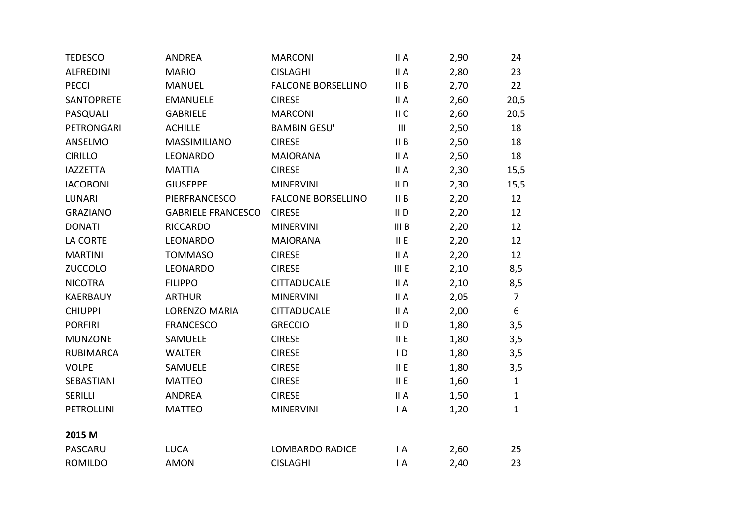| | | | | | |
|---|---|---|---|---|---|
| TEDESCO | ANDREA | MARCONI | II A | 2,90 | 24 |
| ALFREDINI | MARIO | CISLAGHI | II A | 2,80 | 23 |
| PECCI | MANUEL | FALCONE BORSELLINO | II B | 2,70 | 22 |
| SANTOPRETE | EMANUELE | CIRESE | II A | 2,60 | 20,5 |
| PASQUALI | GABRIELE | MARCONI | II C | 2,60 | 20,5 |
| PETRONGARI | ACHILLE | BAMBIN GESU' | III | 2,50 | 18 |
| ANSELMO | MASSIMILIANO | CIRESE | II B | 2,50 | 18 |
| CIRILLO | LEONARDO | MAIORANA | II A | 2,50 | 18 |
| IAZZETTA | MATTIA | CIRESE | II A | 2,30 | 15,5 |
| IACOBONI | GIUSEPPE | MINERVINI | II D | 2,30 | 15,5 |
| LUNARI | PIERFRANCESCO | FALCONE BORSELLINO | II B | 2,20 | 12 |
| GRAZIANO | GABRIELE FRANCESCO | CIRESE | II D | 2,20 | 12 |
| DONATI | RICCARDO | MINERVINI | III B | 2,20 | 12 |
| LA CORTE | LEONARDO | MAIORANA | II E | 2,20 | 12 |
| MARTINI | TOMMASO | CIRESE | II A | 2,20 | 12 |
| ZUCCOLO | LEONARDO | CIRESE | III E | 2,10 | 8,5 |
| NICOTRA | FILIPPO | CITTADUCALE | II A | 2,10 | 8,5 |
| KAERBAUY | ARTHUR | MINERVINI | II A | 2,05 | 7 |
| CHIUPPI | LORENZO MARIA | CITTADUCALE | II A | 2,00 | 6 |
| PORFIRI | FRANCESCO | GRECCIO | II D | 1,80 | 3,5 |
| MUNZONE | SAMUELE | CIRESE | II E | 1,80 | 3,5 |
| RUBIMARCA | WALTER | CIRESE | I D | 1,80 | 3,5 |
| VOLPE | SAMUELE | CIRESE | II E | 1,80 | 3,5 |
| SEBASTIANI | MATTEO | CIRESE | II E | 1,60 | 1 |
| SERILLI | ANDREA | CIRESE | II A | 1,50 | 1 |
| PETROLLINI | MATTEO | MINERVINI | I A | 1,20 | 1 |

**2015 M**

| | | | | | |
|---|---|---|---|---|---|
| PASCARU | LUCA | LOMBARDO RADICE | I A | 2,60 | 25 |
| ROMILDO | AMON | CISLAGHI | I A | 2,40 | 23 |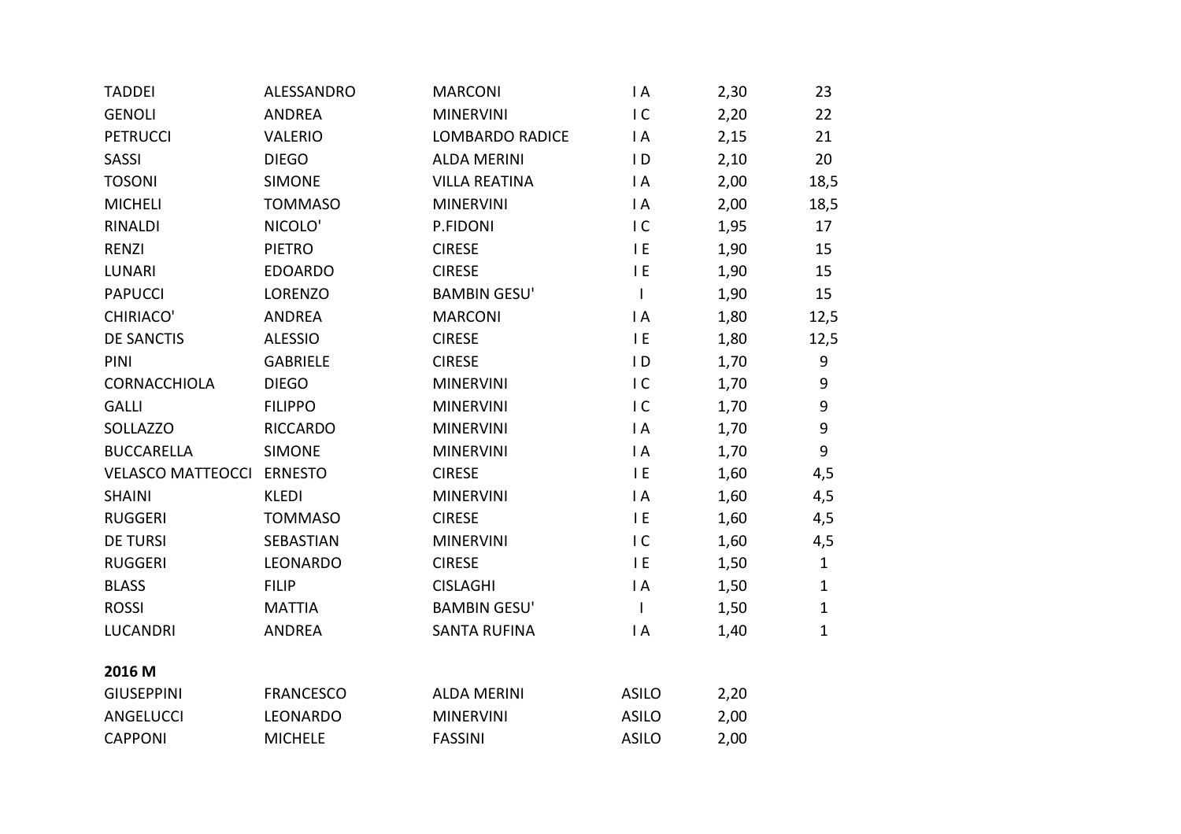| | | | | | |
|---|---|---|---|---|---|
| TADDEI | ALESSANDRO | MARCONI | I A | 2,30 | 23 |
| GENOLI | ANDREA | MINERVINI | I C | 2,20 | 22 |
| PETRUCCI | VALERIO | LOMBARDO RADICE | I A | 2,15 | 21 |
| SASSI | DIEGO | ALDA MERINI | I D | 2,10 | 20 |
| TOSONI | SIMONE | VILLA REATINA | I A | 2,00 | 18,5 |
| MICHELI | TOMMASO | MINERVINI | I A | 2,00 | 18,5 |
| RINALDI | NICOLO' | P.FIDONI | I C | 1,95 | 17 |
| RENZI | PIETRO | CIRESE | I E | 1,90 | 15 |
| LUNARI | EDOARDO | CIRESE | I E | 1,90 | 15 |
| PAPUCCI | LORENZO | BAMBIN GESU' | I | 1,90 | 15 |
| CHIRIACO' | ANDREA | MARCONI | I A | 1,80 | 12,5 |
| DE SANCTIS | ALESSIO | CIRESE | I E | 1,80 | 12,5 |
| PINI | GABRIELE | CIRESE | I D | 1,70 | 9 |
| CORNACCHIOLA | DIEGO | MINERVINI | I C | 1,70 | 9 |
| GALLI | FILIPPO | MINERVINI | I C | 1,70 | 9 |
| SOLLAZZO | RICCARDO | MINERVINI | I A | 1,70 | 9 |
| BUCCARELLA | SIMONE | MINERVINI | I A | 1,70 | 9 |
| VELASCO MATTEOCCI | ERNESTO | CIRESE | I E | 1,60 | 4,5 |
| SHAINI | KLEDI | MINERVINI | I A | 1,60 | 4,5 |
| RUGGERI | TOMMASO | CIRESE | I E | 1,60 | 4,5 |
| DE TURSI | SEBASTIAN | MINERVINI | I C | 1,60 | 4,5 |
| RUGGERI | LEONARDO | CIRESE | I E | 1,50 | 1 |
| BLASS | FILIP | CISLAGHI | I A | 1,50 | 1 |
| ROSSI | MATTIA | BAMBIN GESU' | I | 1,50 | 1 |
| LUCANDRI | ANDREA | SANTA RUFINA | I A | 1,40 | 1 |

**2016 M**

| | | | | |
|---|---|---|---|---|
| GIUSEPPINI | FRANCESCO | ALDA MERINI | ASILO | 2,20 |
| ANGELUCCI | LEONARDO | MINERVINI | ASILO | 2,00 |
| CAPPONI | MICHELE | FASSINI | ASILO | 2,00 |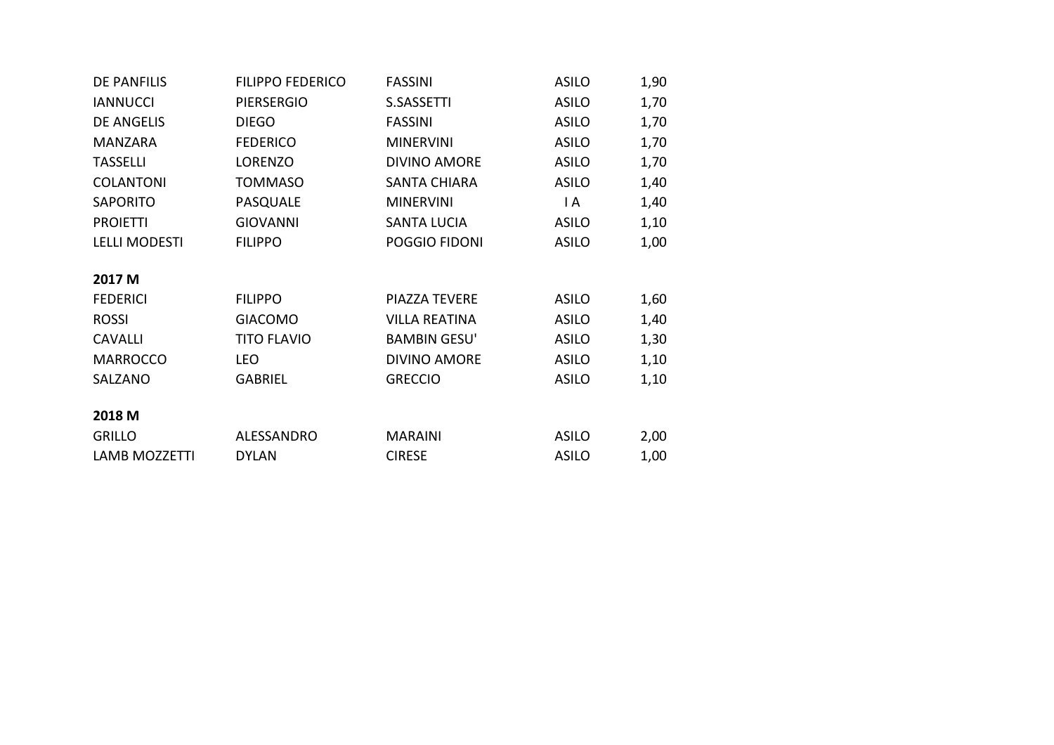| | | | | |
|---|---|---|---|---|
| DE PANFILIS | FILIPPO FEDERICO | FASSINI | ASILO | 1,90 |
| IANNUCCI | PIERSERGIO | S.SASSETTI | ASILO | 1,70 |
| DE ANGELIS | DIEGO | FASSINI | ASILO | 1,70 |
| MANZARA | FEDERICO | MINERVINI | ASILO | 1,70 |
| TASSELLI | LORENZO | DIVINO AMORE | ASILO | 1,70 |
| COLANTONI | TOMMASO | SANTA CHIARA | ASILO | 1,40 |
| SAPORITO | PASQUALE | MINERVINI | I A | 1,40 |
| PROIETTI | GIOVANNI | SANTA LUCIA | ASILO | 1,10 |
| LELLI MODESTI | FILIPPO | POGGIO FIDONI | ASILO | 1,00 |

**2017 M**

| | | | | |
|---|---|---|---|---|
| FEDERICI | FILIPPO | PIAZZA TEVERE | ASILO | 1,60 |
| ROSSI | GIACOMO | VILLA REATINA | ASILO | 1,40 |
| CAVALLI | TITO FLAVIO | BAMBIN GESU' | ASILO | 1,30 |
| MARROCCO | LEO | DIVINO AMORE | ASILO | 1,10 |
| SALZANO | GABRIEL | GRECCIO | ASILO | 1,10 |

**2018 M**

| | | | | |
|---|---|---|---|---|
| GRILLO | ALESSANDRO | MARAINI | ASILO | 2,00 |
| LAMB MOZZETTI | DYLAN | CIRESE | ASILO | 1,00 |